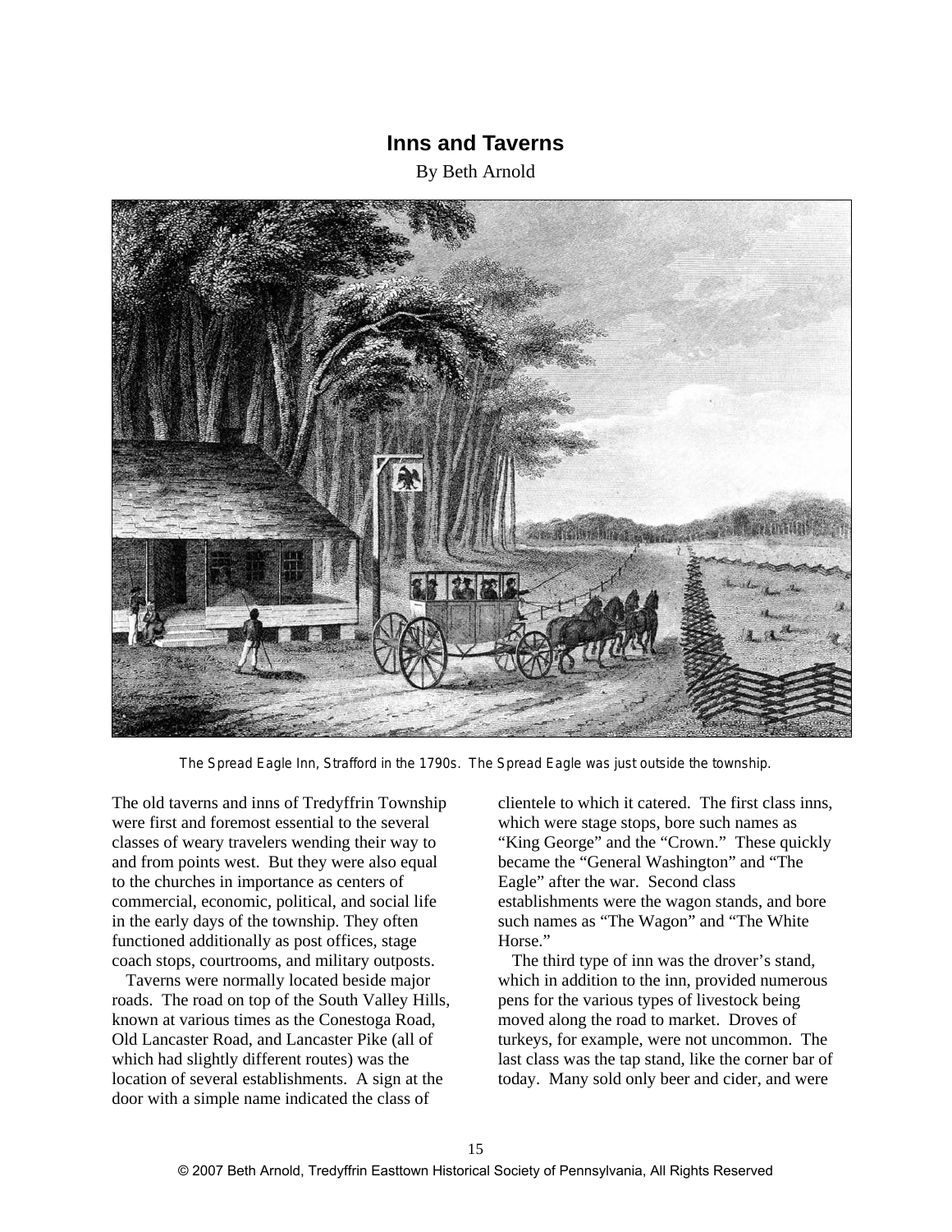# Inns and Taverns

By Beth Arnold

*The Spread Eagle Inn, Strafford in the 1790s. The Spread Eagle was just outside the township.*

The old taverns and inns of Tredyffrin Township were first and foremost essential to the several classes of weary travelers wending their way to and from points west. But they were also equal to the churches in importance as centers of commercial, economic, political, and social life in the early days of the township. They often functioned additionally as post offices, stage coach stops, courtrooms, and military outposts.

Taverns were normally located beside major roads. The road on top of the South Valley Hills, known at various times as the Conestoga Road, Old Lancaster Road, and Lancaster Pike (all of which had slightly different routes) was the location of several establishments. A sign at the door with a simple name indicated the class of clientele to which it catered. The first class inns, which were stage stops, bore such names as "King George" and the "Crown." These quickly became the "General Washington" and "The Eagle" after the war. Second class establishments were the wagon stands, and bore such names as "The Wagon" and "The White Horse."

The third type of inn was the drover's stand, which in addition to the inn, provided numerous pens for the various types of livestock being moved along the road to market. Droves of turkeys, for example, were not uncommon. The last class was the tap stand, like the corner bar of today. Many sold only beer and cider, and were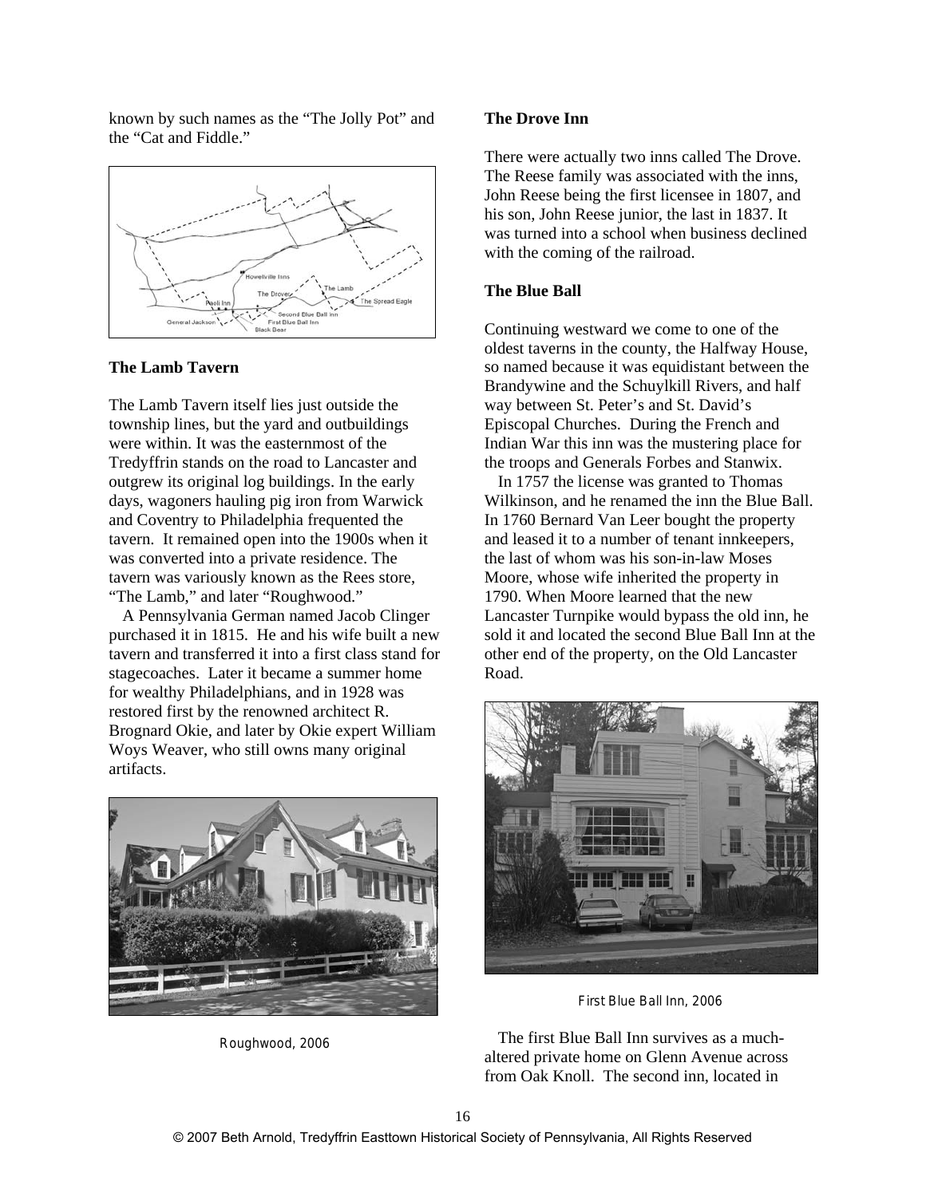known by such names as the "The Jolly Pot" and the "Cat and Fiddle."

### The Lamb Tavern

The Lamb Tavern itself lies just outside the township lines, but the yard and outbuildings were within. It was the easternmost of the Tredyffrin stands on the road to Lancaster and outgrew its original log buildings. In the early days, wagoners hauling pig iron from Warwick and Coventry to Philadelphia frequented the tavern. It remained open into the 1900s when it was converted into a private residence. The tavern was variously known as the Rees store, "The Lamb," and later "Roughwood."

A Pennsylvania German named Jacob Clinger purchased it in 1815. He and his wife built a new tavern and transferred it into a first class stand for stagecoaches. Later it became a summer home for wealthy Philadelphians, and in 1928 was restored first by the renowned architect R. Brognard Okie, and later by Okie expert William Woys Weaver, who still owns many original artifacts.

Roughwood, 2006

### The Drove Inn

There were actually two inns called The Drove. The Reese family was associated with the inns, John Reese being the first licensee in 1807, and his son, John Reese junior, the last in 1837. It was turned into a school when business declined with the coming of the railroad.

### The Blue Ball

Continuing westward we come to one of the oldest taverns in the county, the Halfway House, so named because it was equidistant between the Brandywine and the Schuylkill Rivers, and half way between St. Peter's and St. David's Episcopal Churches. During the French and Indian War this inn was the mustering place for the troops and Generals Forbes and Stanwix.

In 1757 the license was granted to Thomas Wilkinson, and he renamed the inn the Blue Ball. In 1760 Bernard Van Leer bought the property and leased it to a number of tenant innkeepers, the last of whom was his son-in-law Moses Moore, whose wife inherited the property in 1790. When Moore learned that the new Lancaster Turnpike would bypass the old inn, he sold it and located the second Blue Ball Inn at the other end of the property, on the Old Lancaster Road.

First Blue Ball Inn, 2006

The first Blue Ball Inn survives as a much-altered private home on Glenn Avenue across from Oak Knoll. The second inn, located in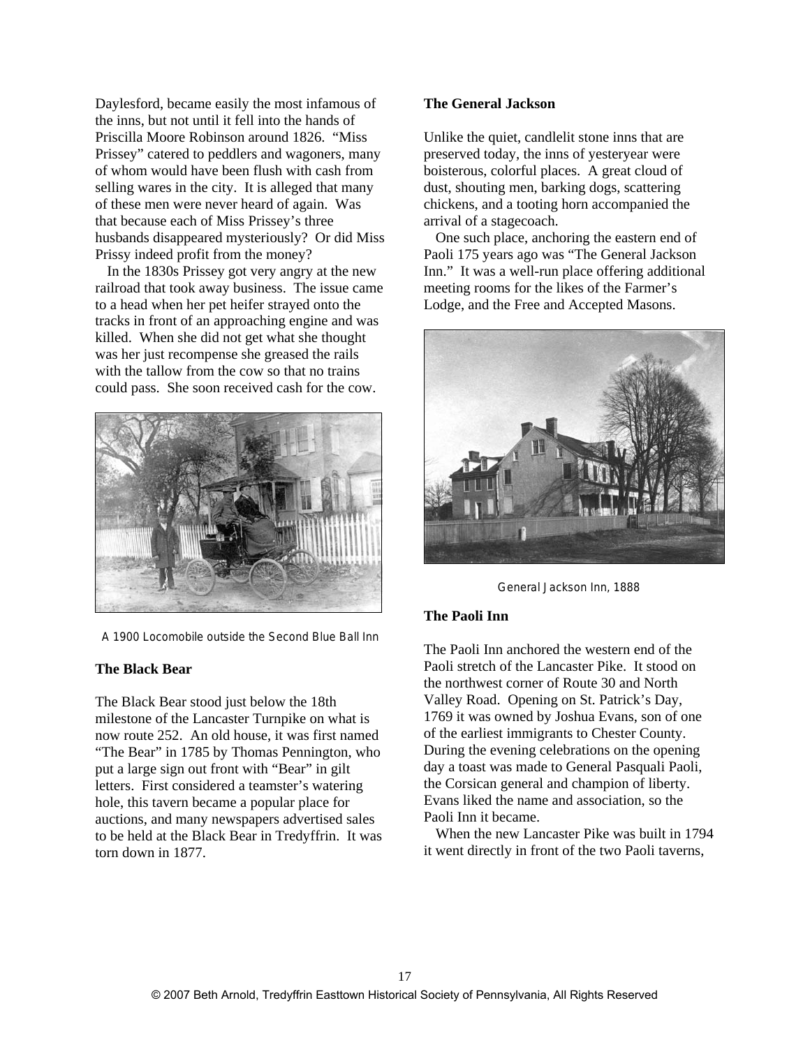Daylesford, became easily the most infamous of the inns, but not until it fell into the hands of Priscilla Moore Robinson around 1826. "Miss Prissey" catered to peddlers and wagoners, many of whom would have been flush with cash from selling wares in the city. It is alleged that many of these men were never heard of again. Was that because each of Miss Prissey's three husbands disappeared mysteriously? Or did Miss Prissy indeed profit from the money?

In the 1830s Prissey got very angry at the new railroad that took away business. The issue came to a head when her pet heifer strayed onto the tracks in front of an approaching engine and was killed. When she did not get what she thought was her just recompense she greased the rails with the tallow from the cow so that no trains could pass. She soon received cash for the cow.

A 1900 Locomobile outside the Second Blue Ball Inn

### The Black Bear

The Black Bear stood just below the 18th milestone of the Lancaster Turnpike on what is now route 252. An old house, it was first named "The Bear" in 1785 by Thomas Pennington, who put a large sign out front with "Bear" in gilt letters. First considered a teamster's watering hole, this tavern became a popular place for auctions, and many newspapers advertised sales to be held at the Black Bear in Tredyffrin. It was torn down in 1877.

### The General Jackson

Unlike the quiet, candlelit stone inns that are preserved today, the inns of yesteryear were boisterous, colorful places. A great cloud of dust, shouting men, barking dogs, scattering chickens, and a tooting horn accompanied the arrival of a stagecoach.

One such place, anchoring the eastern end of Paoli 175 years ago was "The General Jackson Inn." It was a well-run place offering additional meeting rooms for the likes of the Farmer's Lodge, and the Free and Accepted Masons.

General Jackson Inn, 1888

### The Paoli Inn

The Paoli Inn anchored the western end of the Paoli stretch of the Lancaster Pike. It stood on the northwest corner of Route 30 and North Valley Road. Opening on St. Patrick's Day, 1769 it was owned by Joshua Evans, son of one of the earliest immigrants to Chester County. During the evening celebrations on the opening day a toast was made to General Pasquali Paoli, the Corsican general and champion of liberty. Evans liked the name and association, so the Paoli Inn it became.

When the new Lancaster Pike was built in 1794 it went directly in front of the two Paoli taverns,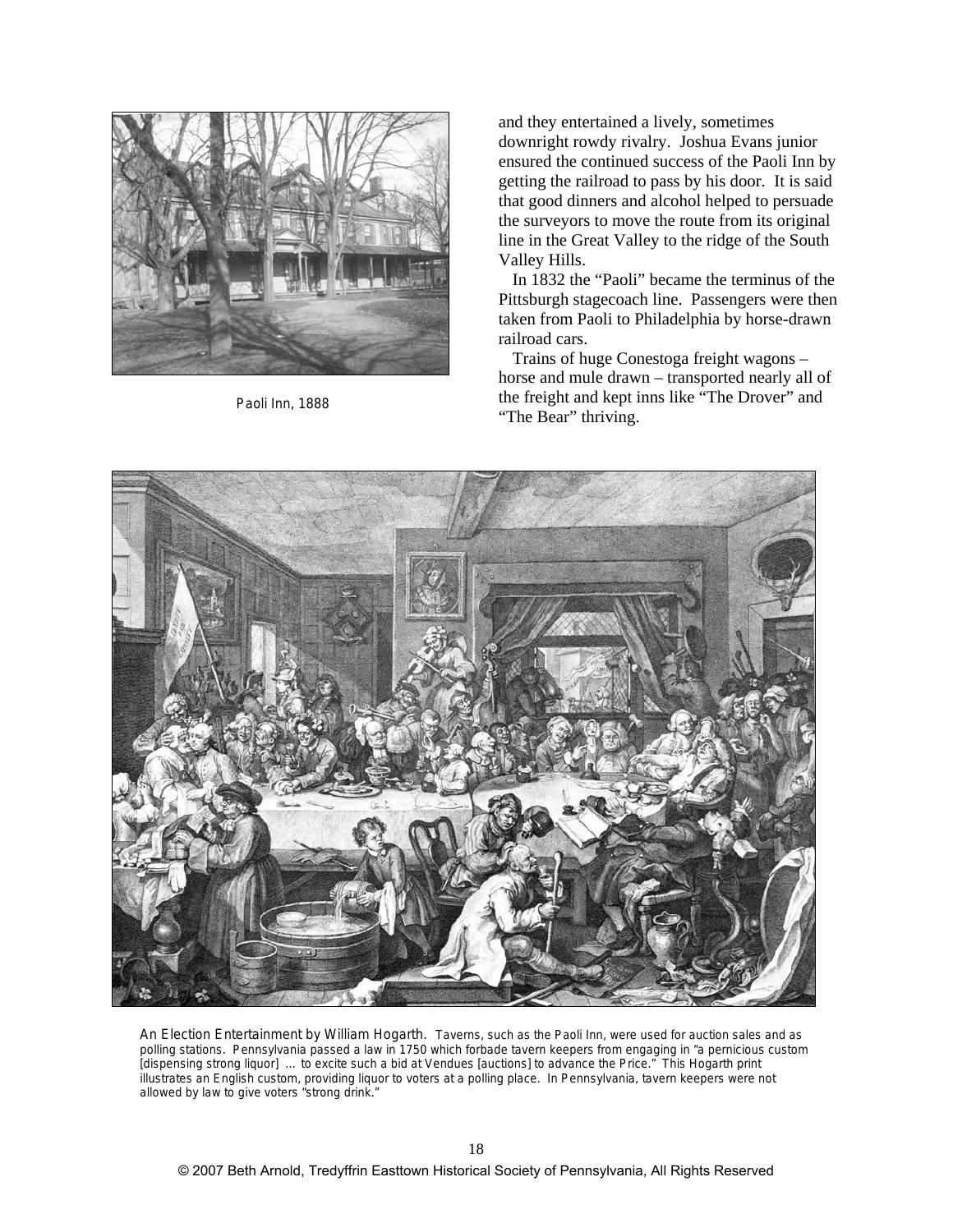Paoli Inn, 1888

and they entertained a lively, sometimes downright rowdy rivalry. Joshua Evans junior ensured the continued success of the Paoli Inn by getting the railroad to pass by his door. It is said that good dinners and alcohol helped to persuade the surveyors to move the route from its original line in the Great Valley to the ridge of the South Valley Hills.

In 1832 the "Paoli" became the terminus of the Pittsburgh stagecoach line. Passengers were then taken from Paoli to Philadelphia by horse-drawn railroad cars.

Trains of huge Conestoga freight wagons – horse and mule drawn – transported nearly all of the freight and kept inns like "The Drover" and "The Bear" thriving.

An Election Entertainment by William Hogarth. Taverns, such as the Paoli Inn, were used for auction sales and as polling stations. Pennsylvania passed a law in 1750 which forbade tavern keepers from engaging in "a pernicious custom [dispensing strong liquor] … to excite such a bid at Vendues [auctions] to advance the Price." This Hogarth print illustrates an English custom, providing liquor to voters at a polling place. In Pennsylvania, tavern keepers were not allowed by law to give voters "strong drink."

© 2007 Beth Arnold, Tredyffrin Easttown Historical Society of Pennsylvania, All Rights Reserved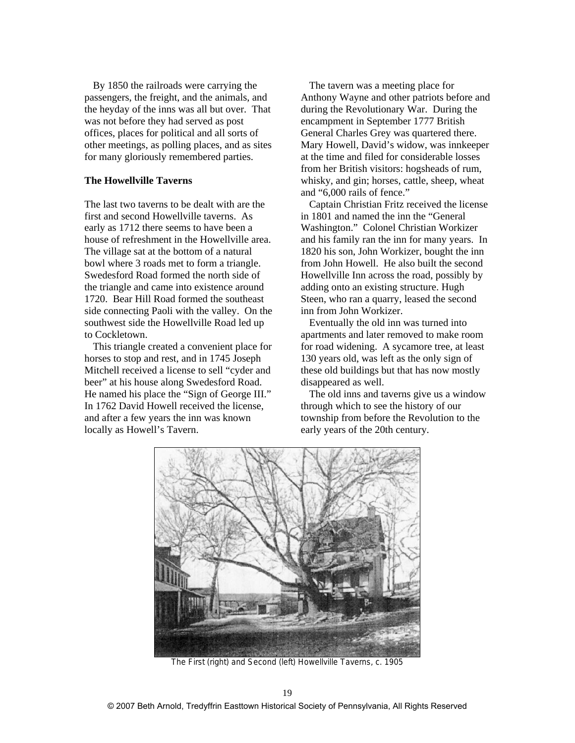By 1850 the railroads were carrying the passengers, the freight, and the animals, and the heyday of the inns was all but over. That was not before they had served as post offices, places for political and all sorts of other meetings, as polling places, and as sites for many gloriously remembered parties.

**The Howellville Taverns**

The last two taverns to be dealt with are the first and second Howellville taverns. As early as 1712 there seems to have been a house of refreshment in the Howellville area. The village sat at the bottom of a natural bowl where 3 roads met to form a triangle. Swedesford Road formed the north side of the triangle and came into existence around 1720. Bear Hill Road formed the southeast side connecting Paoli with the valley. On the southwest side the Howellville Road led up to Cockletown.

This triangle created a convenient place for horses to stop and rest, and in 1745 Joseph Mitchell received a license to sell "cyder and beer" at his house along Swedesford Road. He named his place the "Sign of George III." In 1762 David Howell received the license, and after a few years the inn was known locally as Howell's Tavern.

The tavern was a meeting place for Anthony Wayne and other patriots before and during the Revolutionary War. During the encampment in September 1777 British General Charles Grey was quartered there. Mary Howell, David's widow, was innkeeper at the time and filed for considerable losses from her British visitors: hogsheads of rum, whisky, and gin; horses, cattle, sheep, wheat and "6,000 rails of fence."

Captain Christian Fritz received the license in 1801 and named the inn the "General Washington." Colonel Christian Workizer and his family ran the inn for many years. In 1820 his son, John Workizer, bought the inn from John Howell. He also built the second Howellville Inn across the road, possibly by adding onto an existing structure. Hugh Steen, who ran a quarry, leased the second inn from John Workizer.

Eventually the old inn was turned into apartments and later removed to make room for road widening. A sycamore tree, at least 130 years old, was left as the only sign of these old buildings but that has now mostly disappeared as well.

The old inns and taverns give us a window through which to see the history of our township from before the Revolution to the early years of the 20th century.

*The First (right) and Second (left) Howellville Taverns, c. 1905*

© 2007 Beth Arnold, Tredyffrin Easttown Historical Society of Pennsylvania, All Rights Reserved